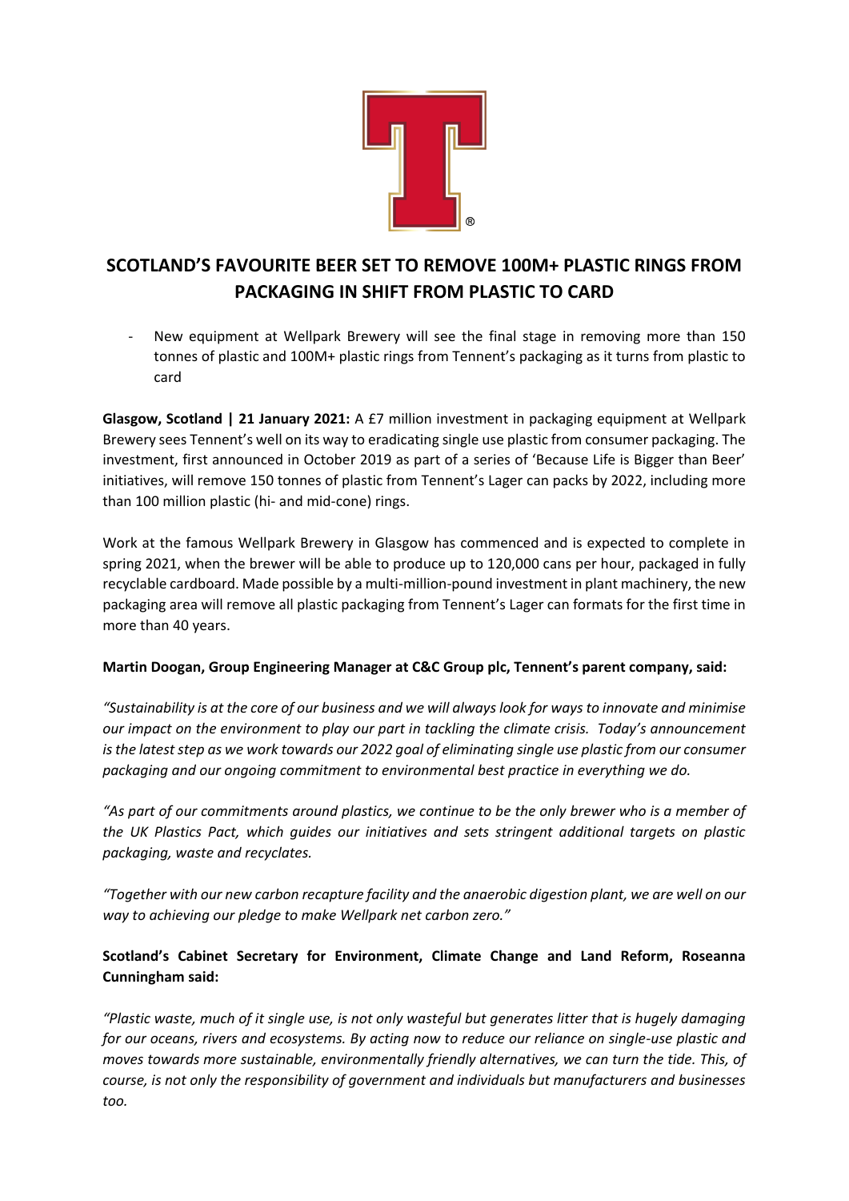# SCOTLAND'S FAVOURITE BEER SET TO REMOVE 100M+ PLASTIC RINGS FROM PACKAGING IN SHIFT FROM PLASTIC TO CARD

- New equipment at Wellpark Brewery will see the final stage in removing more than 150 tonnes of plastic and 100M+ plastic rings from Tennent's packaging as it turns from plastic to card

**Glasgow, Scotland | 21 January 2021:** A £7 million investment in packaging equipment at Wellpark Brewery sees Tennent's well on its way to eradicating single use plastic from consumer packaging. The investment, first announced in October 2019 as part of a series of 'Because Life is Bigger than Beer' initiatives, will remove 150 tonnes of plastic from Tennent's Lager can packs by 2022, including more than 100 million plastic (hi- and mid-cone) rings.

Work at the famous Wellpark Brewery in Glasgow has commenced and is expected to complete in spring 2021, when the brewer will be able to produce up to 120,000 cans per hour, packaged in fully recyclable cardboard. Made possible by a multi-million-pound investment in plant machinery, the new packaging area will remove all plastic packaging from Tennent's Lager can formats for the first time in more than 40 years.

**Martin Doogan, Group Engineering Manager at C&C Group plc, Tennent's parent company, said:**

*"Sustainability is at the core of our business and we will always look for ways to innovate and minimise our impact on the environment to play our part in tackling the climate crisis. Today's announcement is the latest step as we work towards our 2022 goal of eliminating single use plastic from our consumer packaging and our ongoing commitment to environmental best practice in everything we do.*

*"As part of our commitments around plastics, we continue to be the only brewer who is a member of the UK Plastics Pact, which guides our initiatives and sets stringent additional targets on plastic packaging, waste and recyclates.*

*"Together with our new carbon recapture facility and the anaerobic digestion plant, we are well on our way to achieving our pledge to make Wellpark net carbon zero."*

**Scotland's Cabinet Secretary for Environment, Climate Change and Land Reform, Roseanna Cunningham said:**

*"Plastic waste, much of it single use, is not only wasteful but generates litter that is hugely damaging for our oceans, rivers and ecosystems. By acting now to reduce our reliance on single-use plastic and moves towards more sustainable, environmentally friendly alternatives, we can turn the tide. This, of course, is not only the responsibility of government and individuals but manufacturers and businesses too.*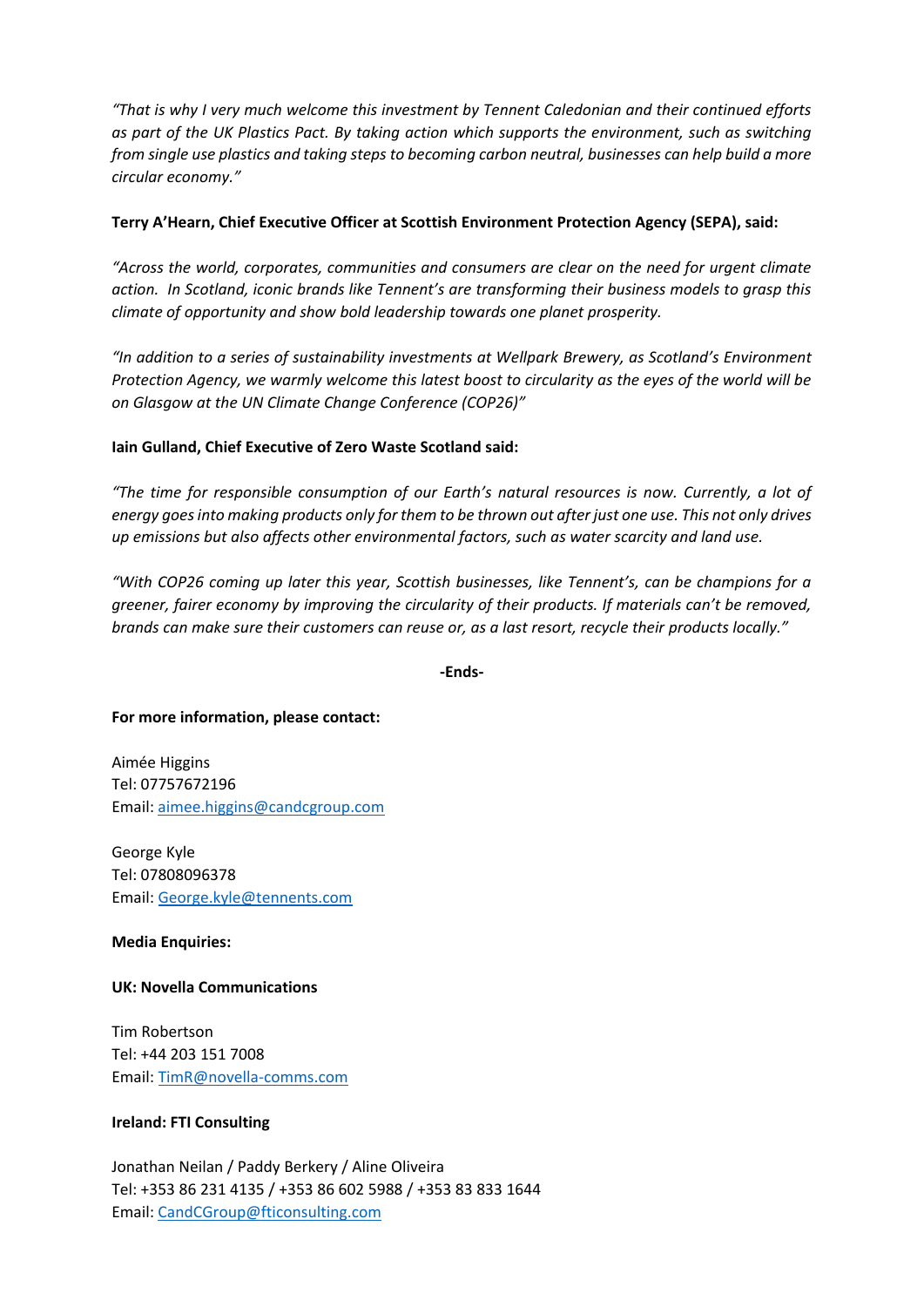*"That is why I very much welcome this investment by Tennent Caledonian and their continued efforts as part of the UK Plastics Pact. By taking action which supports the environment, such as switching from single use plastics and taking steps to becoming carbon neutral, businesses can help build a more circular economy."*

**Terry A'Hearn, Chief Executive Officer at Scottish Environment Protection Agency (SEPA), said:**

*"Across the world, corporates, communities and consumers are clear on the need for urgent climate action. In Scotland, iconic brands like Tennent's are transforming their business models to grasp this climate of opportunity and show bold leadership towards one planet prosperity.*

*"In addition to a series of sustainability investments at Wellpark Brewery, as Scotland's Environment Protection Agency, we warmly welcome this latest boost to circularity as the eyes of the world will be on Glasgow at the UN Climate Change Conference (COP26)"*

**Iain Gulland, Chief Executive of Zero Waste Scotland said:**

*"The time for responsible consumption of our Earth's natural resources is now. Currently, a lot of energy goes into making products only for them to be thrown out after just one use. This not only drives up emissions but also affects other environmental factors, such as water scarcity and land use.*

*"With COP26 coming up later this year, Scottish businesses, like Tennent's, can be champions for a greener, fairer economy by improving the circularity of their products. If materials can't be removed, brands can make sure their customers can reuse or, as a last resort, recycle their products locally."*

**-Ends-**

**For more information, please contact:**

Aimée Higgins
Tel: 07757672196
Email: aimee.higgins@candcgroup.com

George Kyle
Tel: 07808096378
Email: George.kyle@tennents.com

**Media Enquiries:**

**UK: Novella Communications**

Tim Robertson
Tel: +44 203 151 7008
Email: TimR@novella-comms.com

**Ireland: FTI Consulting**

Jonathan Neilan / Paddy Berkery / Aline Oliveira
Tel: +353 86 231 4135 / +353 86 602 5988 / +353 83 833 1644
Email: CandCGroup@fticonsulting.com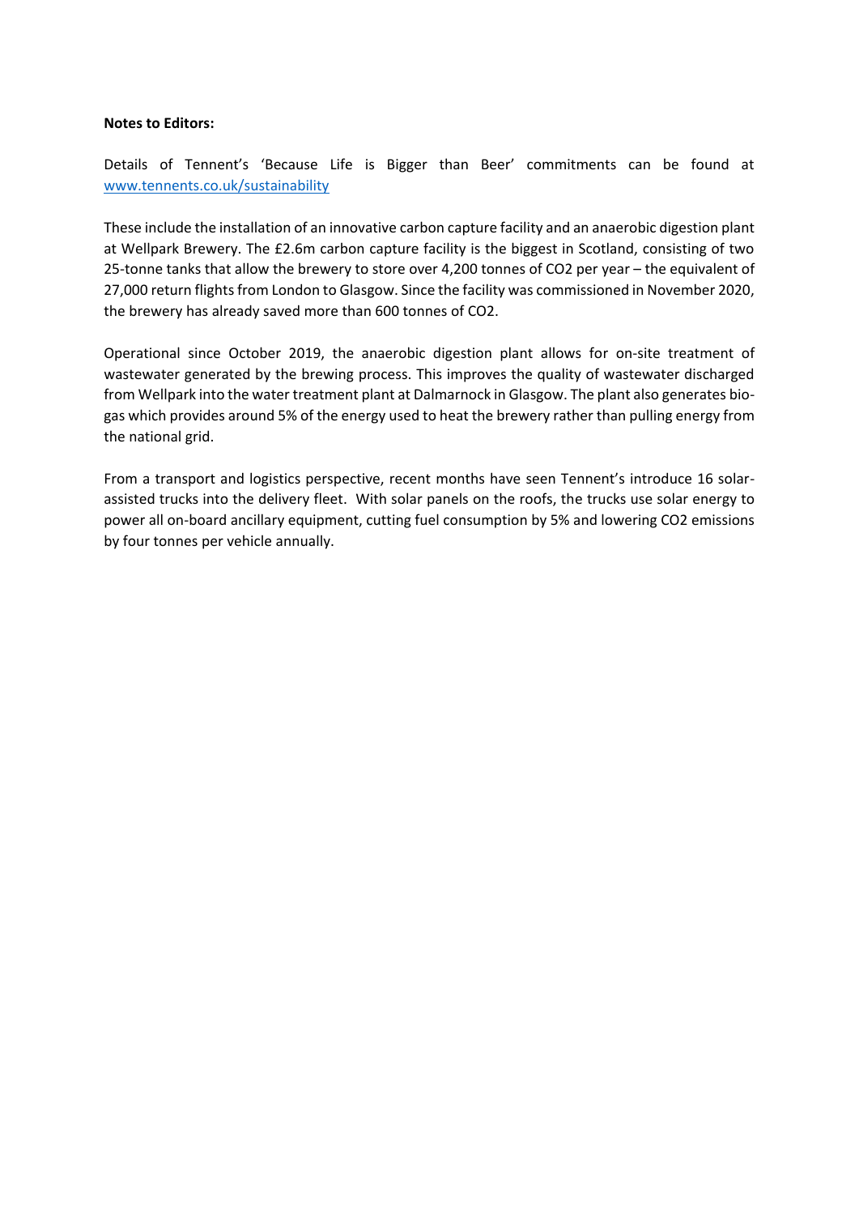**Notes to Editors:**

Details of Tennent's 'Because Life is Bigger than Beer' commitments can be found at [www.tennents.co.uk/sustainability](www.tennents.co.uk/sustainability)

These include the installation of an innovative carbon capture facility and an anaerobic digestion plant at Wellpark Brewery. The £2.6m carbon capture facility is the biggest in Scotland, consisting of two 25-tonne tanks that allow the brewery to store over 4,200 tonnes of $CO_2$ per year – the equivalent of 27,000 return flights from London to Glasgow. Since the facility was commissioned in November 2020, the brewery has already saved more than 600 tonnes of $CO_2$.

Operational since October 2019, the anaerobic digestion plant allows for on-site treatment of wastewater generated by the brewing process. This improves the quality of wastewater discharged from Wellpark into the water treatment plant at Dalmarnock in Glasgow. The plant also generates bio-gas which provides around 5% of the energy used to heat the brewery rather than pulling energy from the national grid.

From a transport and logistics perspective, recent months have seen Tennent's introduce 16 solar-assisted trucks into the delivery fleet. With solar panels on the roofs, the trucks use solar energy to power all on-board ancillary equipment, cutting fuel consumption by 5% and lowering $CO_2$ emissions by four tonnes per vehicle annually.